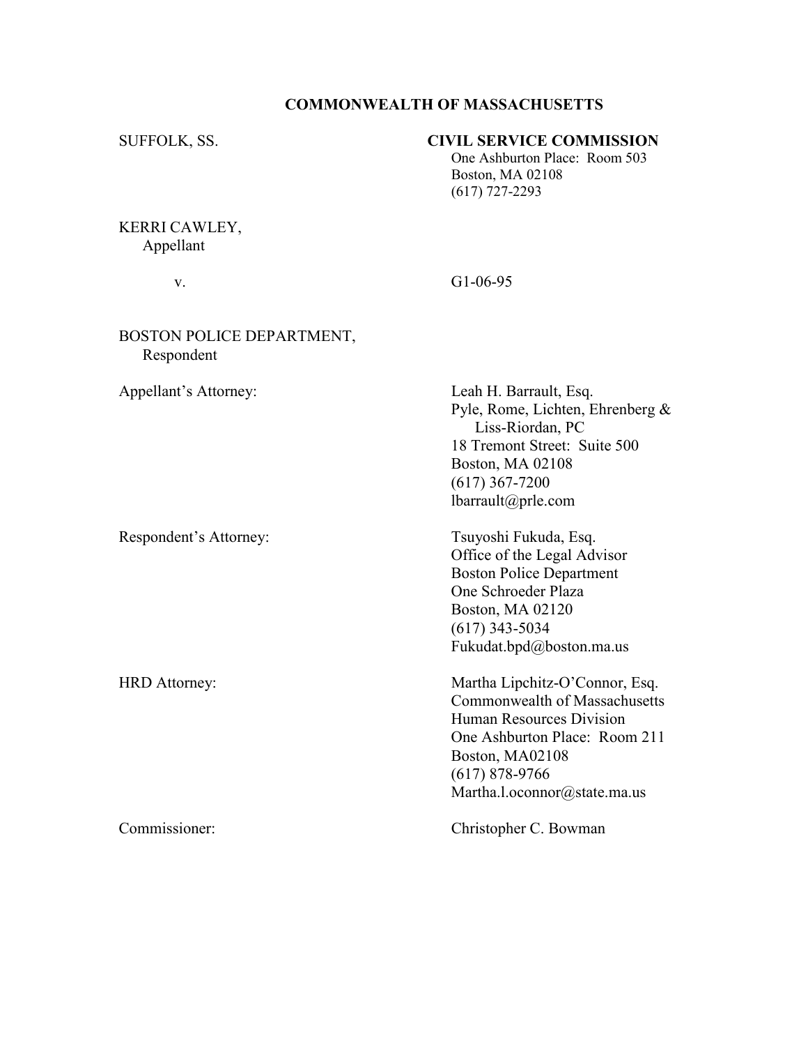**COMMONWEALTH OF MASSACHUSETTS**

SUFFOLK, SS.

**CIVIL SERVICE COMMISSION**
One Ashburton Place: Room 503
Boston, MA 02108
(617) 727-2293

KERRI CAWLEY,
Appellant

v.

G1-06-95

BOSTON POLICE DEPARTMENT,
Respondent

Appellant's Attorney:

Leah H. Barrault, Esq.
Pyle, Rome, Lichten, Ehrenberg & Liss-Riordan, PC
18 Tremont Street: Suite 500
Boston, MA 02108
(617) 367-7200
lbarrault@prle.com

Respondent's Attorney:

Tsuyoshi Fukuda, Esq.
Office of the Legal Advisor
Boston Police Department
One Schroeder Plaza
Boston, MA 02120
(617) 343-5034
Fukudat.bpd@boston.ma.us

HRD Attorney:

Martha Lipchitz-O'Connor, Esq.
Commonwealth of Massachusetts
Human Resources Division
One Ashburton Place: Room 211
Boston, MA02108
(617) 878-9766
Martha.l.oconnor@state.ma.us

Commissioner:

Christopher C. Bowman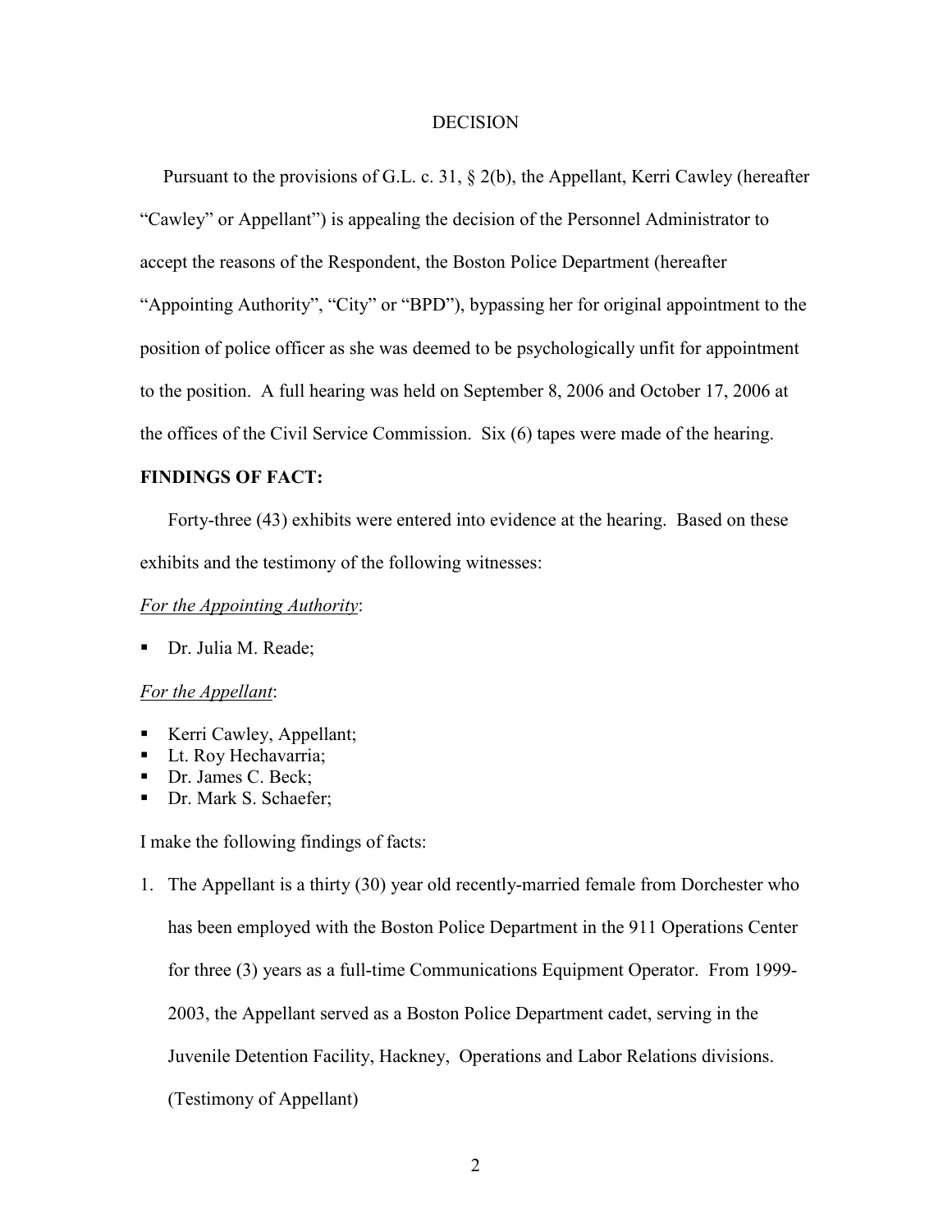DECISION

Pursuant to the provisions of G.L. c. 31, § 2(b), the Appellant, Kerri Cawley (hereafter "Cawley" or Appellant") is appealing the decision of the Personnel Administrator to accept the reasons of the Respondent, the Boston Police Department (hereafter "Appointing Authority", "City" or "BPD"), bypassing her for original appointment to the position of police officer as she was deemed to be psychologically unfit for appointment to the position. A full hearing was held on September 8, 2006 and October 17, 2006 at the offices of the Civil Service Commission. Six (6) tapes were made of the hearing.

**FINDINGS OF FACT:**

Forty-three (43) exhibits were entered into evidence at the hearing. Based on these exhibits and the testimony of the following witnesses:

*For the Appointing Authority*:

- Dr. Julia M. Reade;

*For the Appellant*:

- Kerri Cawley, Appellant;
- Lt. Roy Hechavarria;
- Dr. James C. Beck;
- Dr. Mark S. Schaefer;

I make the following findings of facts:

1. The Appellant is a thirty (30) year old recently-married female from Dorchester who has been employed with the Boston Police Department in the 911 Operations Center for three (3) years as a full-time Communications Equipment Operator. From 1999-2003, the Appellant served as a Boston Police Department cadet, serving in the Juvenile Detention Facility, Hackney, Operations and Labor Relations divisions. (Testimony of Appellant)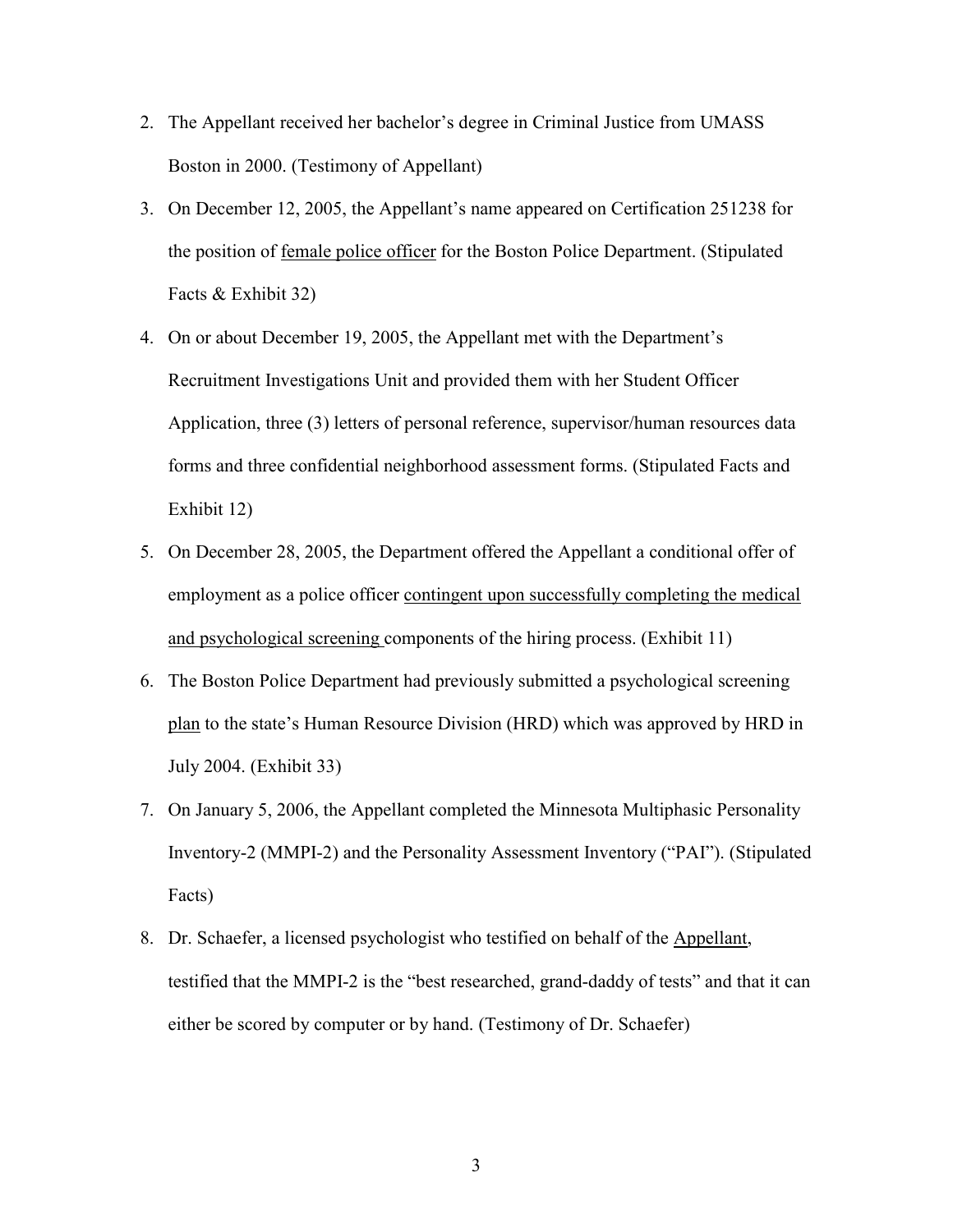2. The Appellant received her bachelor's degree in Criminal Justice from UMASS Boston in 2000. (Testimony of Appellant)

3. On December 12, 2005, the Appellant's name appeared on Certification 251238 for the position of <u>female police officer</u> for the Boston Police Department. (Stipulated Facts & Exhibit 32)

4. On or about December 19, 2005, the Appellant met with the Department's Recruitment Investigations Unit and provided them with her Student Officer Application, three (3) letters of personal reference, supervisor/human resources data forms and three confidential neighborhood assessment forms. (Stipulated Facts and Exhibit 12)

5. On December 28, 2005, the Department offered the Appellant a conditional offer of employment as a police officer <u>contingent upon successfully completing the medical and psychological screening</u> components of the hiring process. (Exhibit 11)

6. The Boston Police Department had previously submitted a psychological screening <u>plan</u> to the state's Human Resource Division (HRD) which was approved by HRD in July 2004. (Exhibit 33)

7. On January 5, 2006, the Appellant completed the Minnesota Multiphasic Personality Inventory-2 (MMPI-2) and the Personality Assessment Inventory ("PAI"). (Stipulated Facts)

8. Dr. Schaefer, a licensed psychologist who testified on behalf of the <u>Appellant</u>, testified that the MMPI-2 is the "best researched, grand-daddy of tests" and that it can either be scored by computer or by hand. (Testimony of Dr. Schaefer)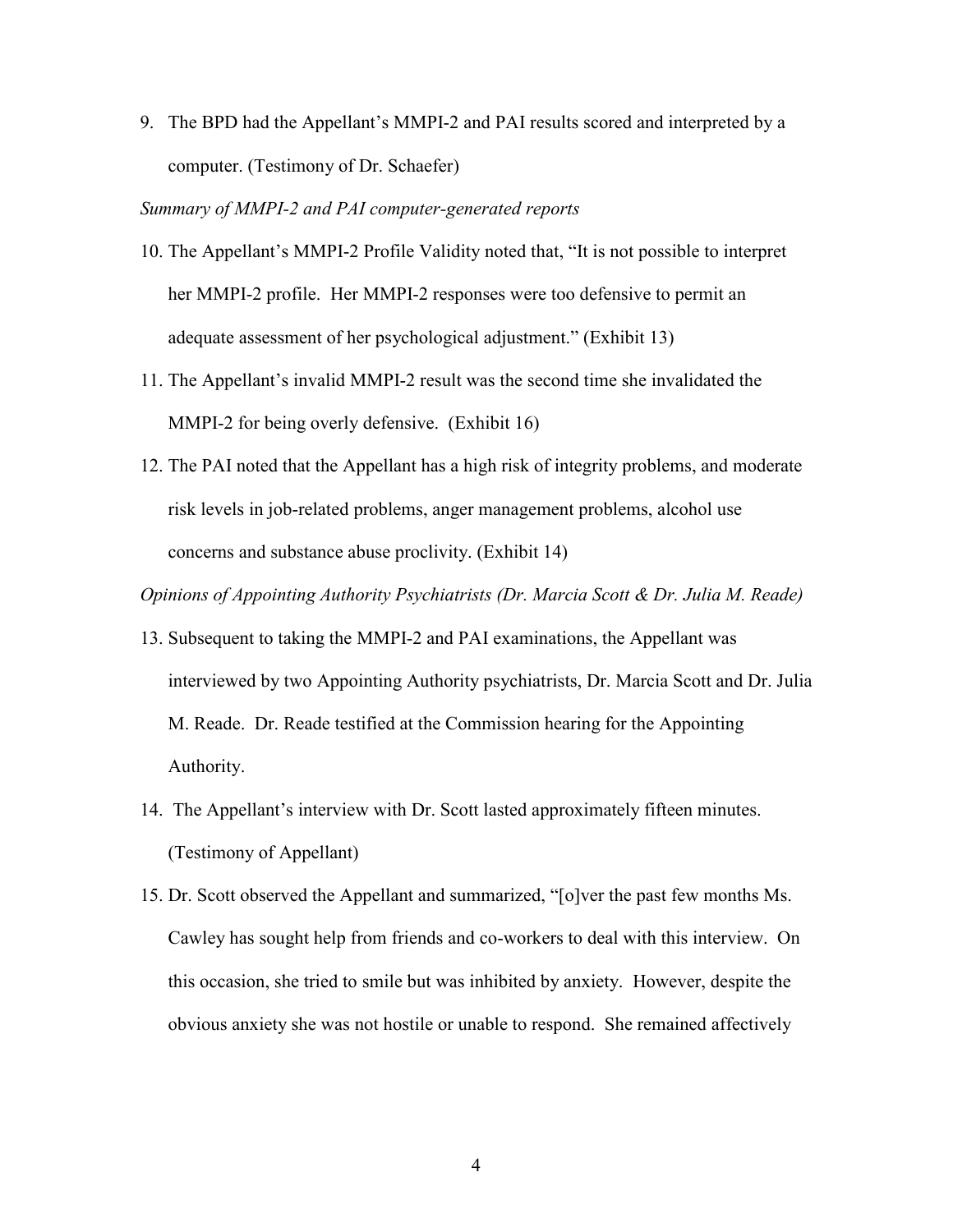9. The BPD had the Appellant's MMPI-2 and PAI results scored and interpreted by a computer. (Testimony of Dr. Schaefer)

*Summary of MMPI-2 and PAI computer-generated reports*

10. The Appellant's MMPI-2 Profile Validity noted that, "It is not possible to interpret her MMPI-2 profile. Her MMPI-2 responses were too defensive to permit an adequate assessment of her psychological adjustment." (Exhibit 13)

11. The Appellant's invalid MMPI-2 result was the second time she invalidated the MMPI-2 for being overly defensive. (Exhibit 16)

12. The PAI noted that the Appellant has a high risk of integrity problems, and moderate risk levels in job-related problems, anger management problems, alcohol use concerns and substance abuse proclivity. (Exhibit 14)

*Opinions of Appointing Authority Psychiatrists (Dr. Marcia Scott & Dr. Julia M. Reade)*

13. Subsequent to taking the MMPI-2 and PAI examinations, the Appellant was interviewed by two Appointing Authority psychiatrists, Dr. Marcia Scott and Dr. Julia M. Reade. Dr. Reade testified at the Commission hearing for the Appointing Authority.

14. The Appellant's interview with Dr. Scott lasted approximately fifteen minutes. (Testimony of Appellant)

15. Dr. Scott observed the Appellant and summarized, "[o]ver the past few months Ms. Cawley has sought help from friends and co-workers to deal with this interview. On this occasion, she tried to smile but was inhibited by anxiety. However, despite the obvious anxiety she was not hostile or unable to respond. She remained affectively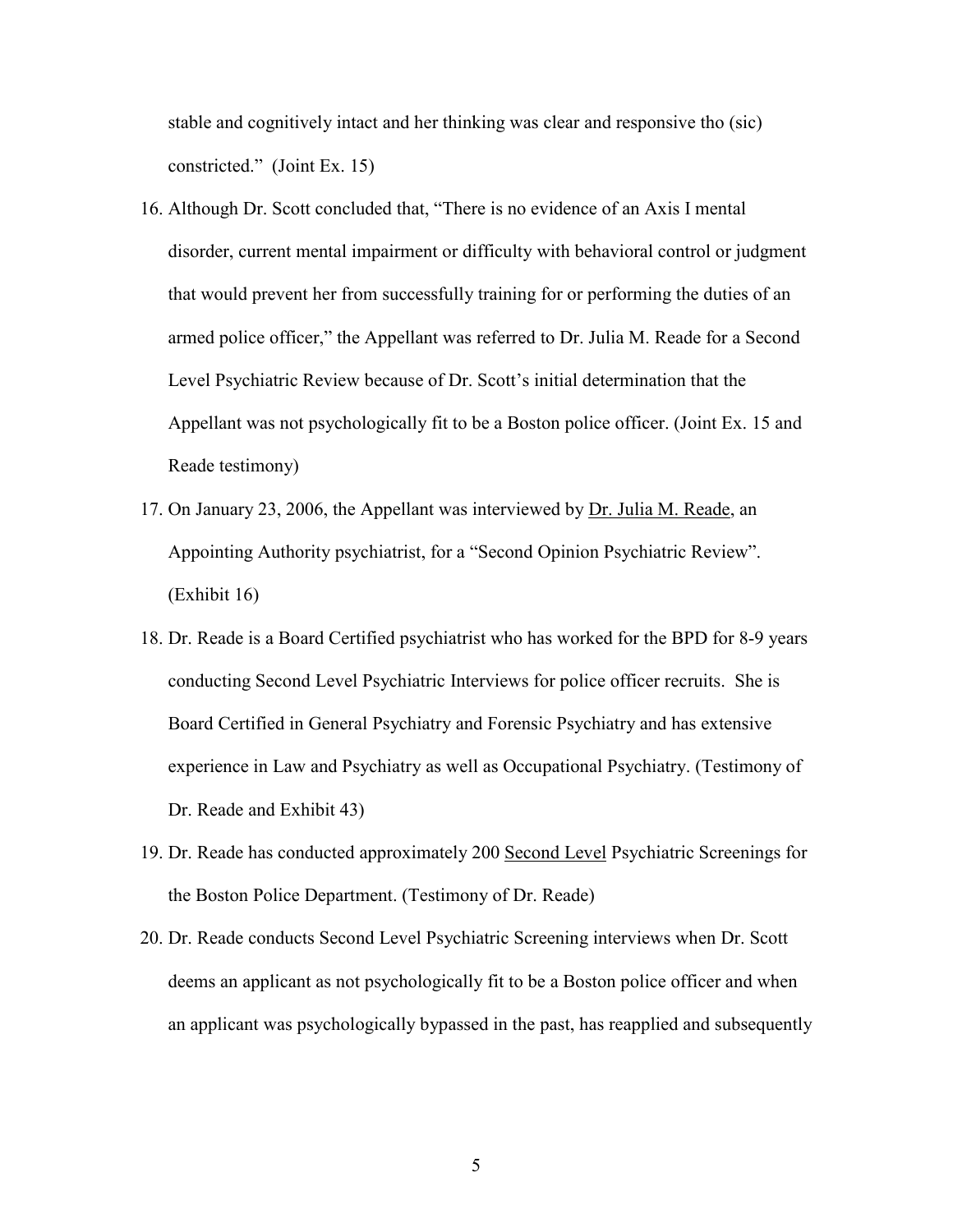stable and cognitively intact and her thinking was clear and responsive tho (sic) constricted." (Joint Ex. 15)

16. Although Dr. Scott concluded that, "There is no evidence of an Axis I mental disorder, current mental impairment or difficulty with behavioral control or judgment that would prevent her from successfully training for or performing the duties of an armed police officer," the Appellant was referred to Dr. Julia M. Reade for a Second Level Psychiatric Review because of Dr. Scott's initial determination that the Appellant was not psychologically fit to be a Boston police officer. (Joint Ex. 15 and Reade testimony)
17. On January 23, 2006, the Appellant was interviewed by <u>Dr. Julia M. Reade</u>, an Appointing Authority psychiatrist, for a "Second Opinion Psychiatric Review". (Exhibit 16)
18. Dr. Reade is a Board Certified psychiatrist who has worked for the BPD for 8-9 years conducting Second Level Psychiatric Interviews for police officer recruits. She is Board Certified in General Psychiatry and Forensic Psychiatry and has extensive experience in Law and Psychiatry as well as Occupational Psychiatry. (Testimony of Dr. Reade and Exhibit 43)
19. Dr. Reade has conducted approximately 200 <u>Second Level</u> Psychiatric Screenings for the Boston Police Department. (Testimony of Dr. Reade)
20. Dr. Reade conducts Second Level Psychiatric Screening interviews when Dr. Scott deems an applicant as not psychologically fit to be a Boston police officer and when an applicant was psychologically bypassed in the past, has reapplied and subsequently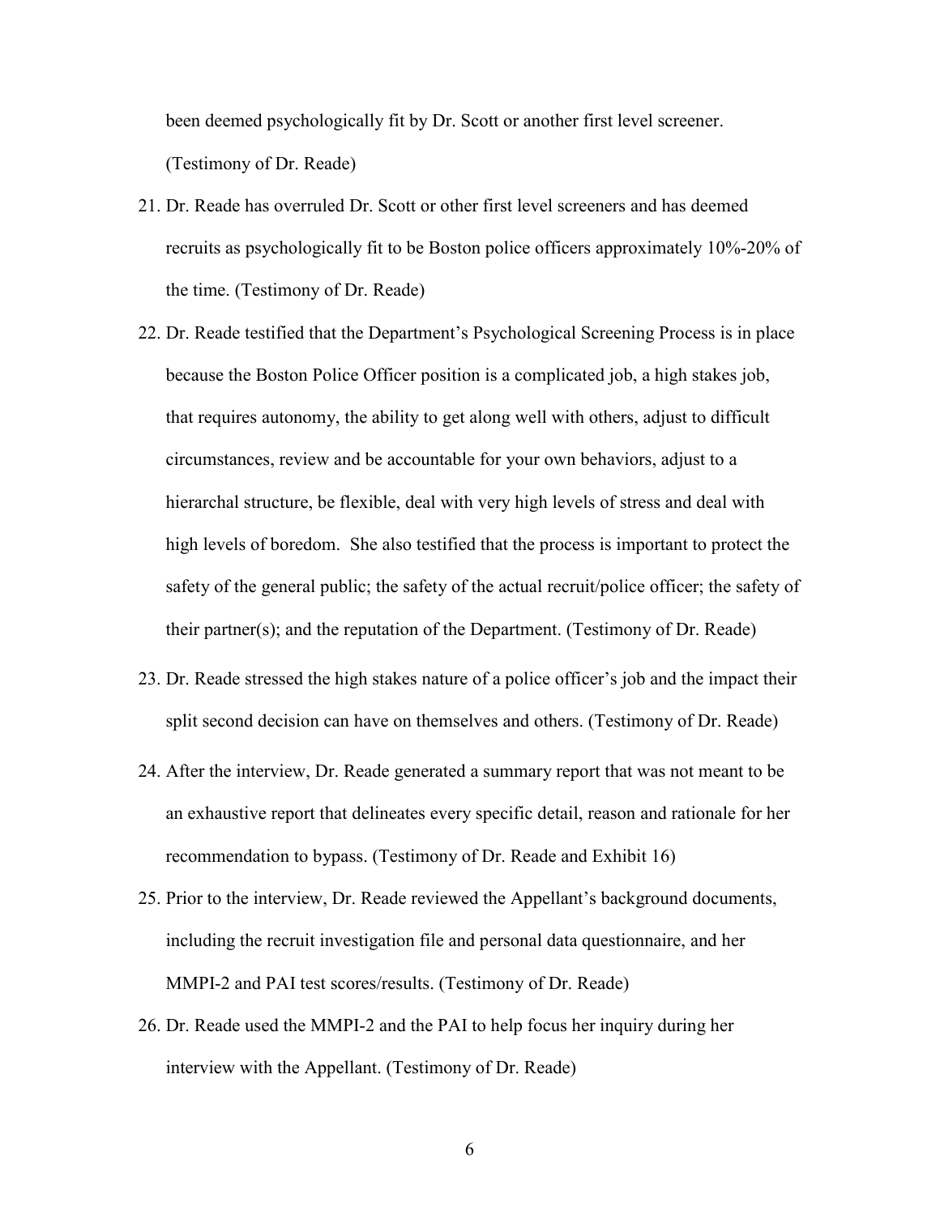been deemed psychologically fit by Dr. Scott or another first level screener. (Testimony of Dr. Reade)

21. Dr. Reade has overruled Dr. Scott or other first level screeners and has deemed recruits as psychologically fit to be Boston police officers approximately 10%-20% of the time. (Testimony of Dr. Reade)
22. Dr. Reade testified that the Department's Psychological Screening Process is in place because the Boston Police Officer position is a complicated job, a high stakes job, that requires autonomy, the ability to get along well with others, adjust to difficult circumstances, review and be accountable for your own behaviors, adjust to a hierarchal structure, be flexible, deal with very high levels of stress and deal with high levels of boredom. She also testified that the process is important to protect the safety of the general public; the safety of the actual recruit/police officer; the safety of their partner(s); and the reputation of the Department. (Testimony of Dr. Reade)
23. Dr. Reade stressed the high stakes nature of a police officer's job and the impact their split second decision can have on themselves and others. (Testimony of Dr. Reade)
24. After the interview, Dr. Reade generated a summary report that was not meant to be an exhaustive report that delineates every specific detail, reason and rationale for her recommendation to bypass. (Testimony of Dr. Reade and Exhibit 16)
25. Prior to the interview, Dr. Reade reviewed the Appellant's background documents, including the recruit investigation file and personal data questionnaire, and her MMPI-2 and PAI test scores/results. (Testimony of Dr. Reade)
26. Dr. Reade used the MMPI-2 and the PAI to help focus her inquiry during her interview with the Appellant. (Testimony of Dr. Reade)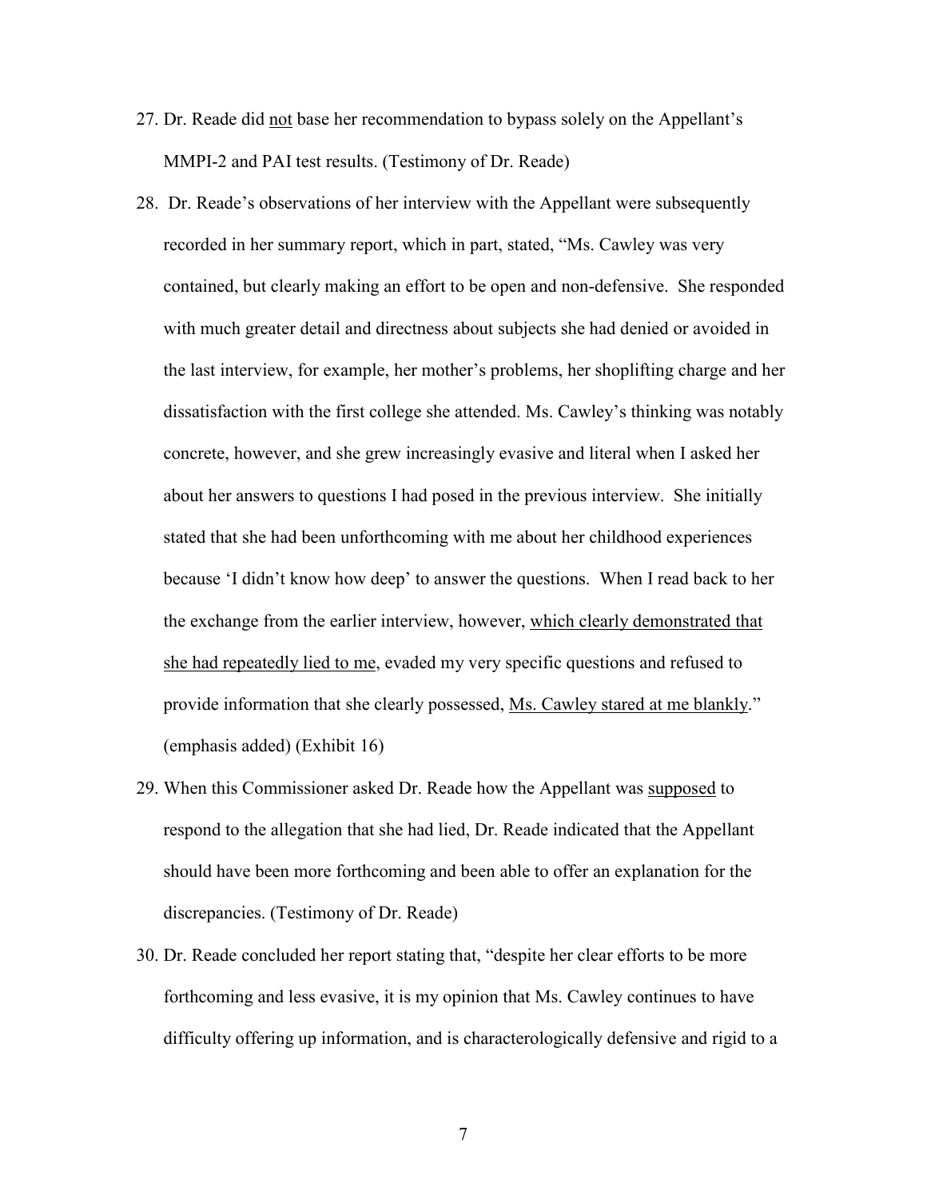27. Dr. Reade did <u>not</u> base her recommendation to bypass solely on the Appellant's MMPI-2 and PAI test results. (Testimony of Dr. Reade)

28. Dr. Reade's observations of her interview with the Appellant were subsequently recorded in her summary report, which in part, stated, "Ms. Cawley was very contained, but clearly making an effort to be open and non-defensive. She responded with much greater detail and directness about subjects she had denied or avoided in the last interview, for example, her mother's problems, her shoplifting charge and her dissatisfaction with the first college she attended. Ms. Cawley's thinking was notably concrete, however, and she grew increasingly evasive and literal when I asked her about her answers to questions I had posed in the previous interview. She initially stated that she had been unforthcoming with me about her childhood experiences because 'I didn't know how deep' to answer the questions. When I read back to her the exchange from the earlier interview, however, <u>which clearly demonstrated that she had repeatedly lied to me</u>, evaded my very specific questions and refused to provide information that she clearly possessed, <u>Ms. Cawley stared at me blankly</u>." (emphasis added) (Exhibit 16)

29. When this Commissioner asked Dr. Reade how the Appellant was <u>supposed</u> to respond to the allegation that she had lied, Dr. Reade indicated that the Appellant should have been more forthcoming and been able to offer an explanation for the discrepancies. (Testimony of Dr. Reade)

30. Dr. Reade concluded her report stating that, "despite her clear efforts to be more forthcoming and less evasive, it is my opinion that Ms. Cawley continues to have difficulty offering up information, and is characterologically defensive and rigid to a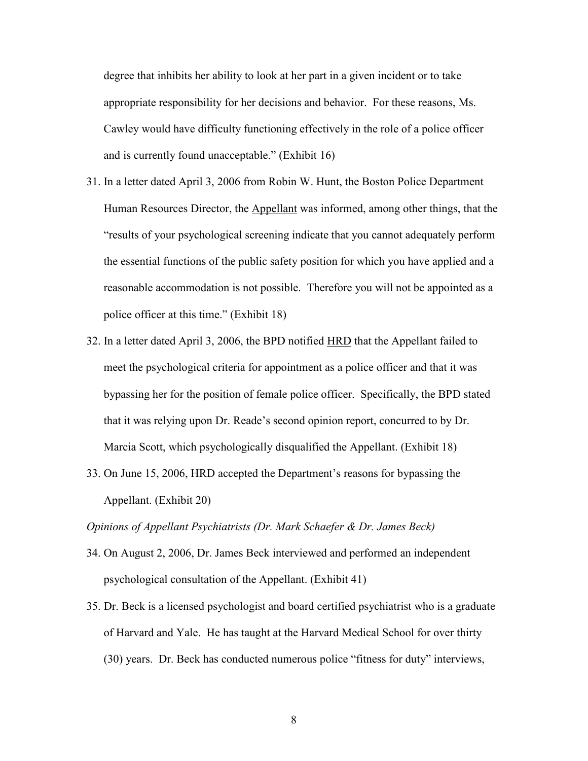degree that inhibits her ability to look at her part in a given incident or to take appropriate responsibility for her decisions and behavior. For these reasons, Ms. Cawley would have difficulty functioning effectively in the role of a police officer and is currently found unacceptable." (Exhibit 16)

31. In a letter dated April 3, 2006 from Robin W. Hunt, the Boston Police Department Human Resources Director, the Appellant was informed, among other things, that the "results of your psychological screening indicate that you cannot adequately perform the essential functions of the public safety position for which you have applied and a reasonable accommodation is not possible. Therefore you will not be appointed as a police officer at this time." (Exhibit 18)

32. In a letter dated April 3, 2006, the BPD notified HRD that the Appellant failed to meet the psychological criteria for appointment as a police officer and that it was bypassing her for the position of female police officer. Specifically, the BPD stated that it was relying upon Dr. Reade's second opinion report, concurred to by Dr. Marcia Scott, which psychologically disqualified the Appellant. (Exhibit 18)

33. On June 15, 2006, HRD accepted the Department's reasons for bypassing the Appellant. (Exhibit 20)

*Opinions of Appellant Psychiatrists (Dr. Mark Schaefer & Dr. James Beck)*

34. On August 2, 2006, Dr. James Beck interviewed and performed an independent psychological consultation of the Appellant. (Exhibit 41)

35. Dr. Beck is a licensed psychologist and board certified psychiatrist who is a graduate of Harvard and Yale. He has taught at the Harvard Medical School for over thirty (30) years. Dr. Beck has conducted numerous police "fitness for duty" interviews,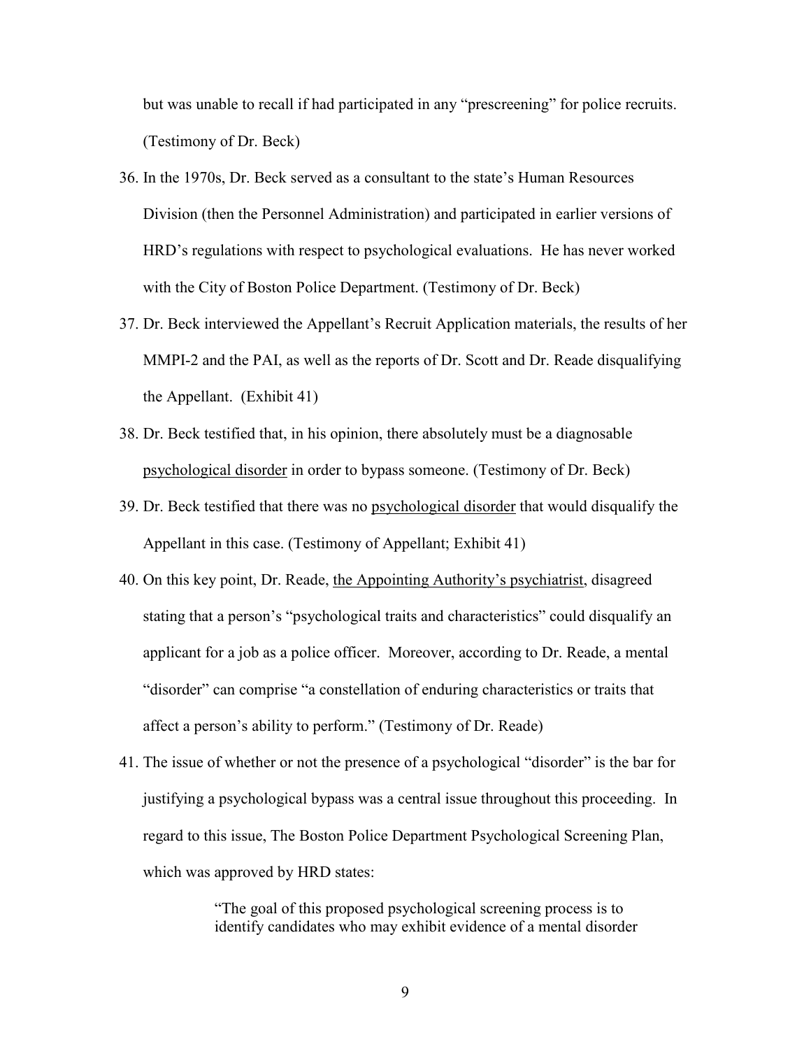but was unable to recall if had participated in any "prescreening" for police recruits. (Testimony of Dr. Beck)

36. In the 1970s, Dr. Beck served as a consultant to the state's Human Resources Division (then the Personnel Administration) and participated in earlier versions of HRD's regulations with respect to psychological evaluations. He has never worked with the City of Boston Police Department. (Testimony of Dr. Beck)

37. Dr. Beck interviewed the Appellant's Recruit Application materials, the results of her MMPI-2 and the PAI, as well as the reports of Dr. Scott and Dr. Reade disqualifying the Appellant. (Exhibit 41)

38. Dr. Beck testified that, in his opinion, there absolutely must be a diagnosable <u>psychological disorder</u> in order to bypass someone. (Testimony of Dr. Beck)

39. Dr. Beck testified that there was no <u>psychological disorder</u> that would disqualify the Appellant in this case. (Testimony of Appellant; Exhibit 41)

40. On this key point, Dr. Reade, <u>the Appointing Authority's psychiatrist</u>, disagreed stating that a person's "psychological traits and characteristics" could disqualify an applicant for a job as a police officer. Moreover, according to Dr. Reade, a mental "disorder" can comprise "a constellation of enduring characteristics or traits that affect a person's ability to perform." (Testimony of Dr. Reade)

41. The issue of whether or not the presence of a psychological "disorder" is the bar for justifying a psychological bypass was a central issue throughout this proceeding. In regard to this issue, The Boston Police Department Psychological Screening Plan, which was approved by HRD states:

> "The goal of this proposed psychological screening process is to identify candidates who may exhibit evidence of a mental disorder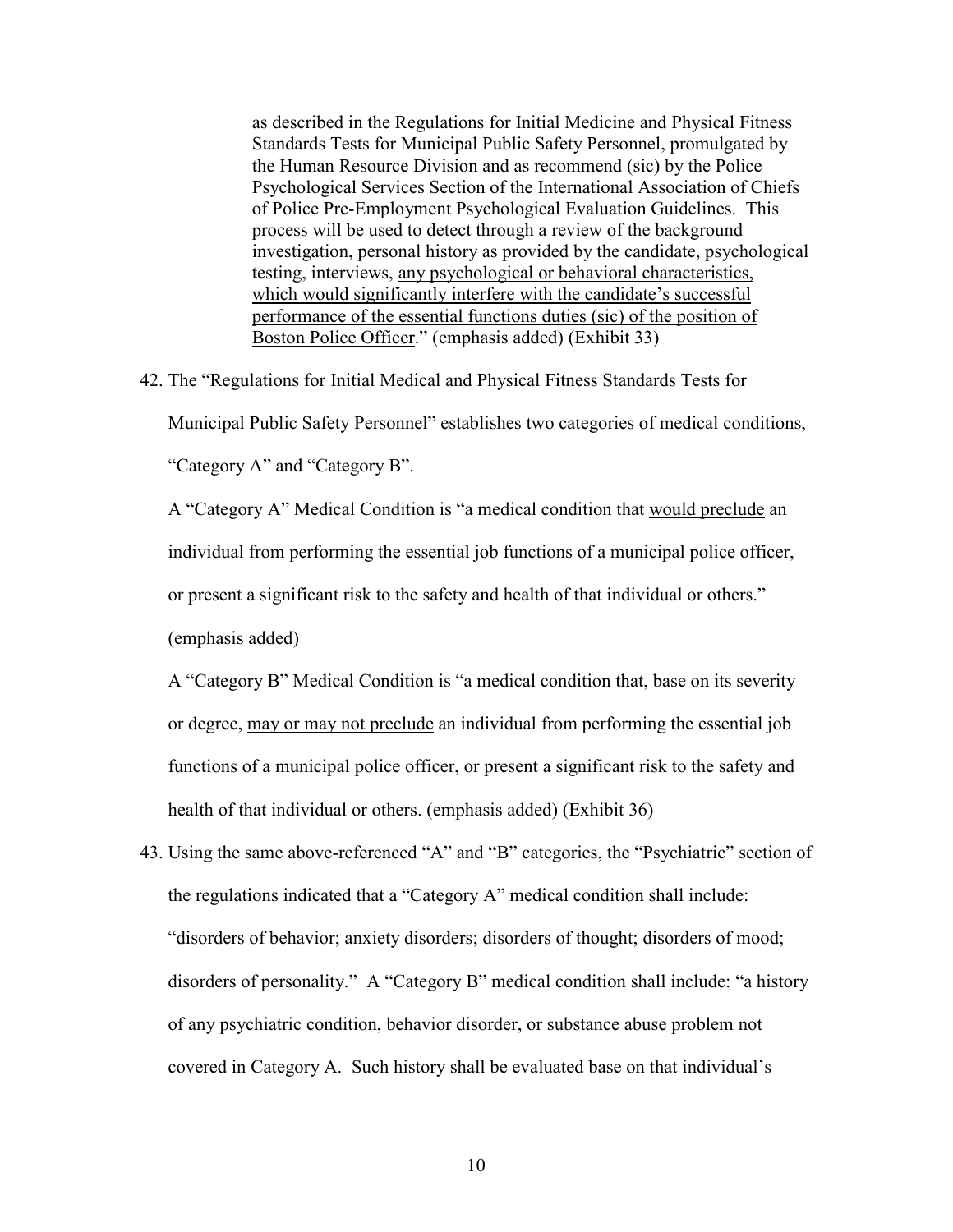> as described in the Regulations for Initial Medicine and Physical Fitness Standards Tests for Municipal Public Safety Personnel, promulgated by the Human Resource Division and as recommend (sic) by the Police Psychological Services Section of the International Association of Chiefs of Police Pre-Employment Psychological Evaluation Guidelines. This process will be used to detect through a review of the background investigation, personal history as provided by the candidate, psychological testing, interviews, <u>any psychological or behavioral characteristics, which would significantly interfere with the candidate's successful performance of the essential functions duties (sic) of the position of Boston Police Officer</u>." (emphasis added) (Exhibit 33)

42. The "Regulations for Initial Medical and Physical Fitness Standards Tests for Municipal Public Safety Personnel" establishes two categories of medical conditions, "Category A" and "Category B".

    A "Category A" Medical Condition is "a medical condition that <u>would preclude</u> an individual from performing the essential job functions of a municipal police officer, or present a significant risk to the safety and health of that individual or others." (emphasis added)

    A "Category B" Medical Condition is "a medical condition that, base on its severity or degree, <u>may or may not preclude</u> an individual from performing the essential job functions of a municipal police officer, or present a significant risk to the safety and health of that individual or others. (emphasis added) (Exhibit 36)

43. Using the same above-referenced "A" and "B" categories, the "Psychiatric" section of the regulations indicated that a "Category A" medical condition shall include: "disorders of behavior; anxiety disorders; disorders of thought; disorders of mood; disorders of personality." A "Category B" medical condition shall include: "a history of any psychiatric condition, behavior disorder, or substance abuse problem not covered in Category A. Such history shall be evaluated base on that individual's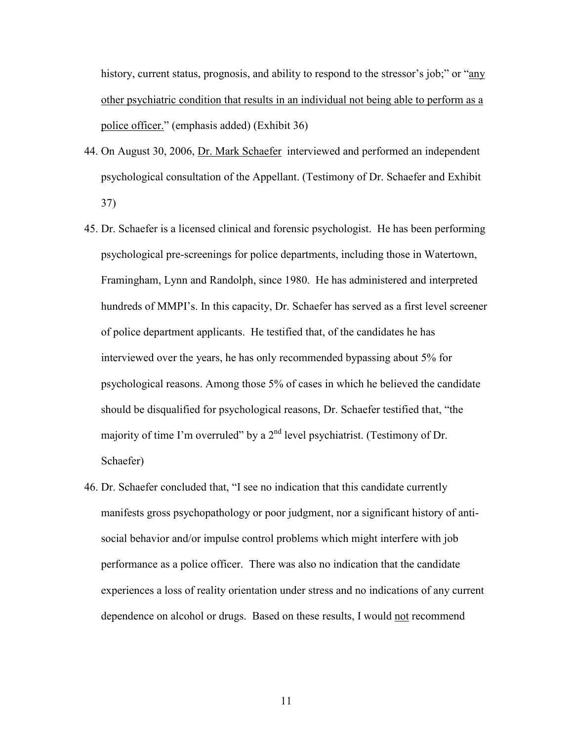history, current status, prognosis, and ability to respond to the stressor's job;" or "<u>any other psychiatric condition that results in an individual not being able to perform as a police officer.</u>" (emphasis added) (Exhibit 36)

44. On August 30, 2006, <u>Dr. Mark Schaefer</u> interviewed and performed an independent psychological consultation of the Appellant. (Testimony of Dr. Schaefer and Exhibit 37)

45. Dr. Schaefer is a licensed clinical and forensic psychologist. He has been performing psychological pre-screenings for police departments, including those in Watertown, Framingham, Lynn and Randolph, since 1980. He has administered and interpreted hundreds of MMPI's. In this capacity, Dr. Schaefer has served as a first level screener of police department applicants. He testified that, of the candidates he has interviewed over the years, he has only recommended bypassing about 5% for psychological reasons. Among those 5% of cases in which he believed the candidate should be disqualified for psychological reasons, Dr. Schaefer testified that, "the majority of time I'm overruled" by a 2nd level psychiatrist. (Testimony of Dr. Schaefer)

46. Dr. Schaefer concluded that, "I see no indication that this candidate currently manifests gross psychopathology or poor judgment, nor a significant history of anti-social behavior and/or impulse control problems which might interfere with job performance as a police officer. There was also no indication that the candidate experiences a loss of reality orientation under stress and no indications of any current dependence on alcohol or drugs. Based on these results, I would <u>not</u> recommend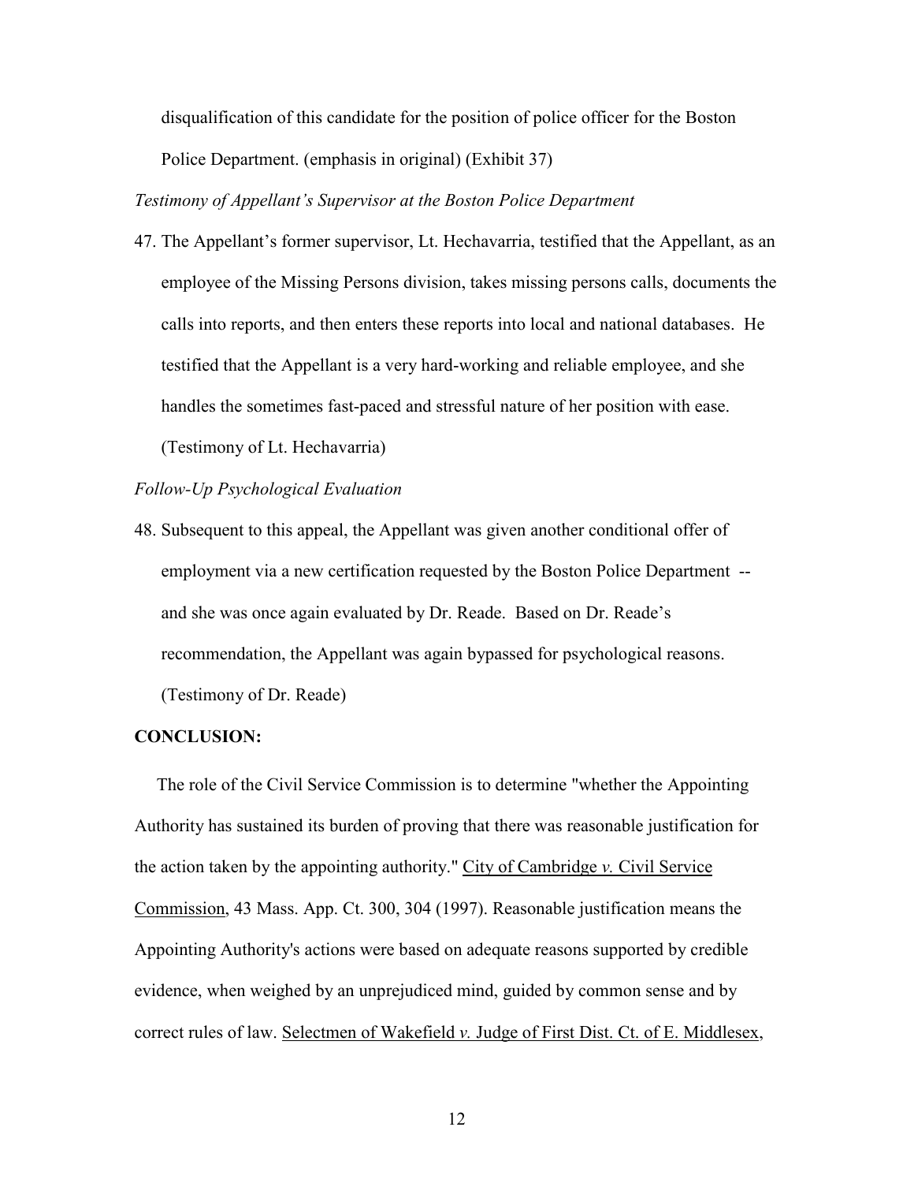disqualification of this candidate for the position of police officer for the Boston Police Department. (emphasis in original) (Exhibit 37)

*Testimony of Appellant's Supervisor at the Boston Police Department*

47. The Appellant's former supervisor, Lt. Hechavarria, testified that the Appellant, as an employee of the Missing Persons division, takes missing persons calls, documents the calls into reports, and then enters these reports into local and national databases. He testified that the Appellant is a very hard-working and reliable employee, and she handles the sometimes fast-paced and stressful nature of her position with ease. (Testimony of Lt. Hechavarria)

*Follow-Up Psychological Evaluation*

48. Subsequent to this appeal, the Appellant was given another conditional offer of employment via a new certification requested by the Boston Police Department -- and she was once again evaluated by Dr. Reade. Based on Dr. Reade's recommendation, the Appellant was again bypassed for psychological reasons. (Testimony of Dr. Reade)

**CONCLUSION:**

The role of the Civil Service Commission is to determine "whether the Appointing Authority has sustained its burden of proving that there was reasonable justification for the action taken by the appointing authority." City of Cambridge *v.* Civil Service Commission, 43 Mass. App. Ct. 300, 304 (1997). Reasonable justification means the Appointing Authority's actions were based on adequate reasons supported by credible evidence, when weighed by an unprejudiced mind, guided by common sense and by correct rules of law. Selectmen of Wakefield *v.* Judge of First Dist. Ct. of E. Middlesex,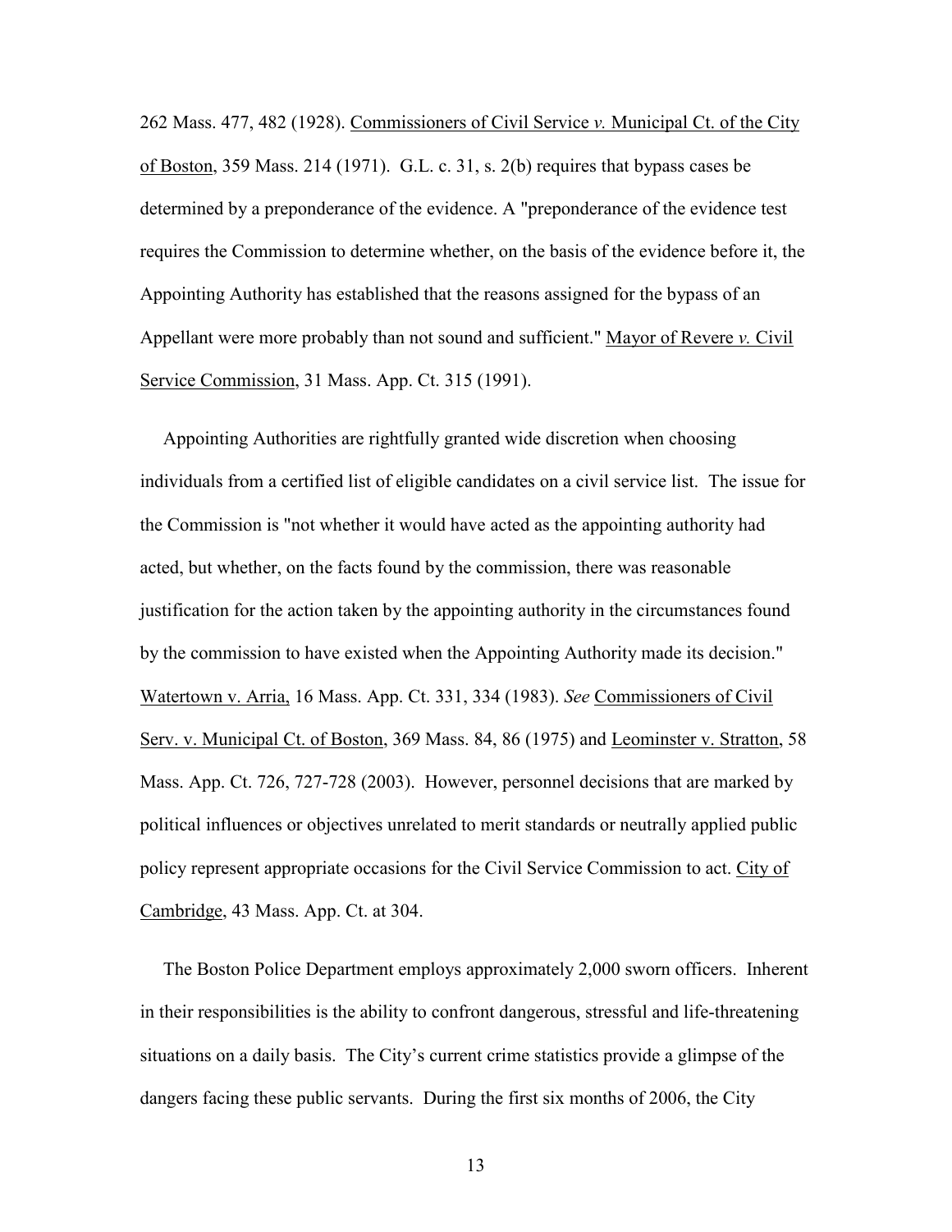262 Mass. 477, 482 (1928). Commissioners of Civil Service *v.* Municipal Ct. of the City of Boston, 359 Mass. 214 (1971). G.L. c. 31, s. 2(b) requires that bypass cases be determined by a preponderance of the evidence. A "preponderance of the evidence test requires the Commission to determine whether, on the basis of the evidence before it, the Appointing Authority has established that the reasons assigned for the bypass of an Appellant were more probably than not sound and sufficient." Mayor of Revere *v.* Civil Service Commission, 31 Mass. App. Ct. 315 (1991).

Appointing Authorities are rightfully granted wide discretion when choosing individuals from a certified list of eligible candidates on a civil service list. The issue for the Commission is "not whether it would have acted as the appointing authority had acted, but whether, on the facts found by the commission, there was reasonable justification for the action taken by the appointing authority in the circumstances found by the commission to have existed when the Appointing Authority made its decision." Watertown v. Arria, 16 Mass. App. Ct. 331, 334 (1983). *See* Commissioners of Civil Serv. v. Municipal Ct. of Boston, 369 Mass. 84, 86 (1975) and Leominster v. Stratton, 58 Mass. App. Ct. 726, 727-728 (2003). However, personnel decisions that are marked by political influences or objectives unrelated to merit standards or neutrally applied public policy represent appropriate occasions for the Civil Service Commission to act. City of Cambridge, 43 Mass. App. Ct. at 304.

The Boston Police Department employs approximately 2,000 sworn officers. Inherent in their responsibilities is the ability to confront dangerous, stressful and life-threatening situations on a daily basis. The City's current crime statistics provide a glimpse of the dangers facing these public servants. During the first six months of 2006, the City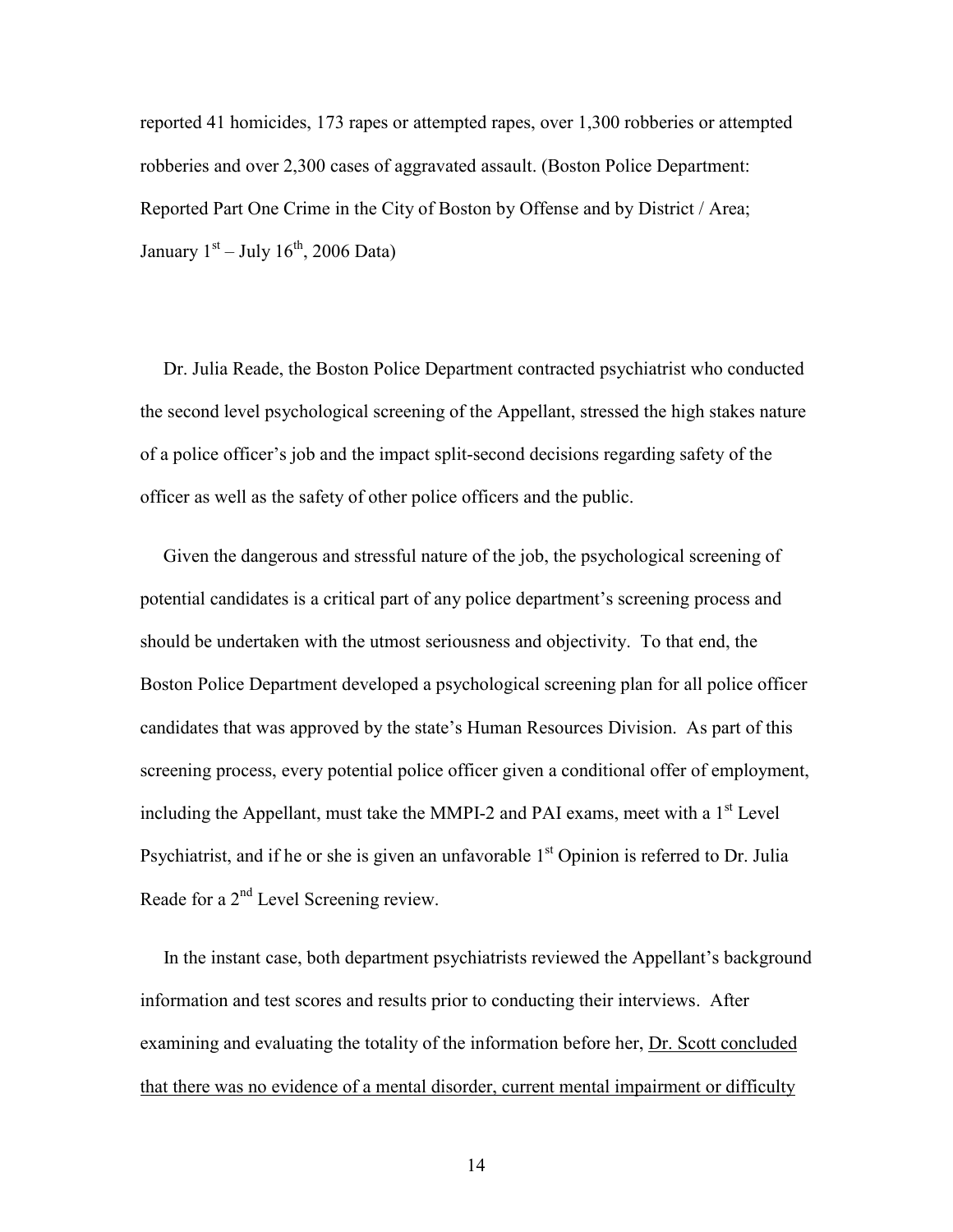reported 41 homicides, 173 rapes or attempted rapes, over 1,300 robberies or attempted robberies and over 2,300 cases of aggravated assault. (Boston Police Department: Reported Part One Crime in the City of Boston by Offense and by District / Area; January 1st – July 16th, 2006 Data)

Dr. Julia Reade, the Boston Police Department contracted psychiatrist who conducted the second level psychological screening of the Appellant, stressed the high stakes nature of a police officer's job and the impact split-second decisions regarding safety of the officer as well as the safety of other police officers and the public.

Given the dangerous and stressful nature of the job, the psychological screening of potential candidates is a critical part of any police department's screening process and should be undertaken with the utmost seriousness and objectivity. To that end, the Boston Police Department developed a psychological screening plan for all police officer candidates that was approved by the state's Human Resources Division. As part of this screening process, every potential police officer given a conditional offer of employment, including the Appellant, must take the MMPI-2 and PAI exams, meet with a 1st Level Psychiatrist, and if he or she is given an unfavorable 1st Opinion is referred to Dr. Julia Reade for a 2nd Level Screening review.

In the instant case, both department psychiatrists reviewed the Appellant's background information and test scores and results prior to conducting their interviews. After examining and evaluating the totality of the information before her, <u>Dr. Scott concluded that there was no evidence of a mental disorder, current mental impairment or difficulty</u>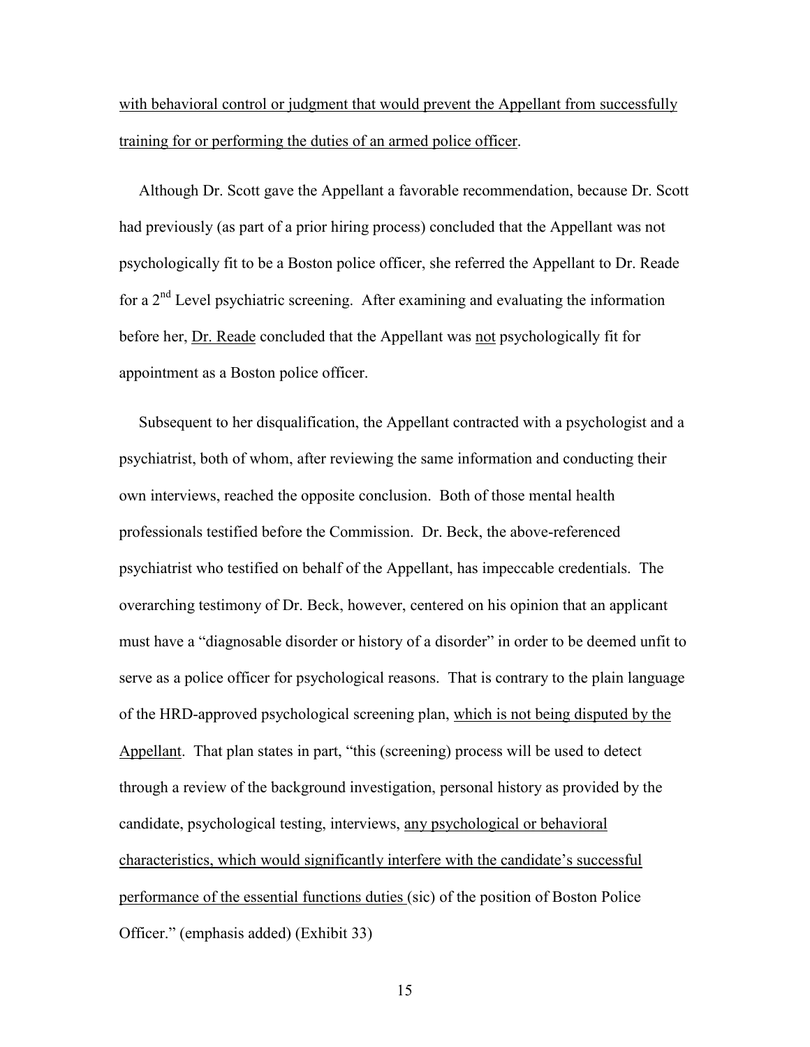with behavioral control or judgment that would prevent the Appellant from successfully training for or performing the duties of an armed police officer.

Although Dr. Scott gave the Appellant a favorable recommendation, because Dr. Scott had previously (as part of a prior hiring process) concluded that the Appellant was not psychologically fit to be a Boston police officer, she referred the Appellant to Dr. Reade for a 2nd Level psychiatric screening. After examining and evaluating the information before her, Dr. Reade concluded that the Appellant was not psychologically fit for appointment as a Boston police officer.

Subsequent to her disqualification, the Appellant contracted with a psychologist and a psychiatrist, both of whom, after reviewing the same information and conducting their own interviews, reached the opposite conclusion. Both of those mental health professionals testified before the Commission. Dr. Beck, the above-referenced psychiatrist who testified on behalf of the Appellant, has impeccable credentials. The overarching testimony of Dr. Beck, however, centered on his opinion that an applicant must have a "diagnosable disorder or history of a disorder" in order to be deemed unfit to serve as a police officer for psychological reasons. That is contrary to the plain language of the HRD-approved psychological screening plan, which is not being disputed by the Appellant. That plan states in part, "this (screening) process will be used to detect through a review of the background investigation, personal history as provided by the candidate, psychological testing, interviews, any psychological or behavioral characteristics, which would significantly interfere with the candidate's successful performance of the essential functions duties (sic) of the position of Boston Police Officer." (emphasis added) (Exhibit 33)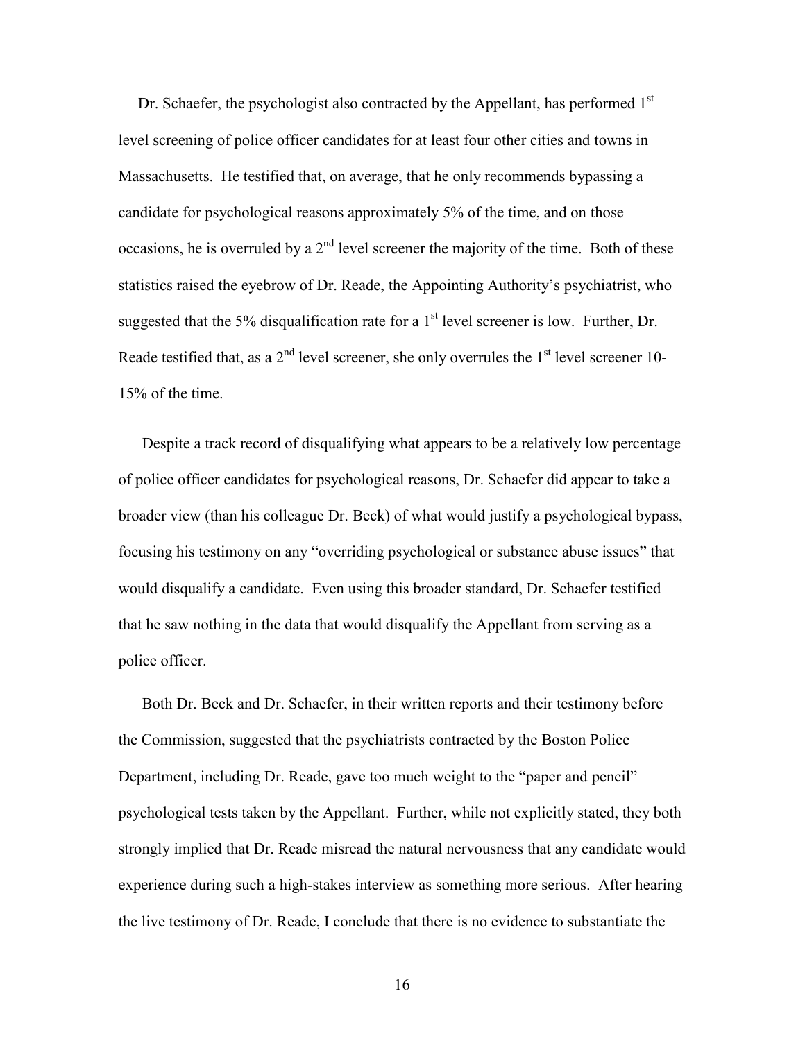Dr. Schaefer, the psychologist also contracted by the Appellant, has performed 1st level screening of police officer candidates for at least four other cities and towns in Massachusetts. He testified that, on average, that he only recommends bypassing a candidate for psychological reasons approximately 5% of the time, and on those occasions, he is overruled by a 2nd level screener the majority of the time. Both of these statistics raised the eyebrow of Dr. Reade, the Appointing Authority's psychiatrist, who suggested that the 5% disqualification rate for a 1st level screener is low. Further, Dr. Reade testified that, as a 2nd level screener, she only overrules the 1st level screener 10-15% of the time.

Despite a track record of disqualifying what appears to be a relatively low percentage of police officer candidates for psychological reasons, Dr. Schaefer did appear to take a broader view (than his colleague Dr. Beck) of what would justify a psychological bypass, focusing his testimony on any "overriding psychological or substance abuse issues" that would disqualify a candidate. Even using this broader standard, Dr. Schaefer testified that he saw nothing in the data that would disqualify the Appellant from serving as a police officer.

Both Dr. Beck and Dr. Schaefer, in their written reports and their testimony before the Commission, suggested that the psychiatrists contracted by the Boston Police Department, including Dr. Reade, gave too much weight to the "paper and pencil" psychological tests taken by the Appellant. Further, while not explicitly stated, they both strongly implied that Dr. Reade misread the natural nervousness that any candidate would experience during such a high-stakes interview as something more serious. After hearing the live testimony of Dr. Reade, I conclude that there is no evidence to substantiate the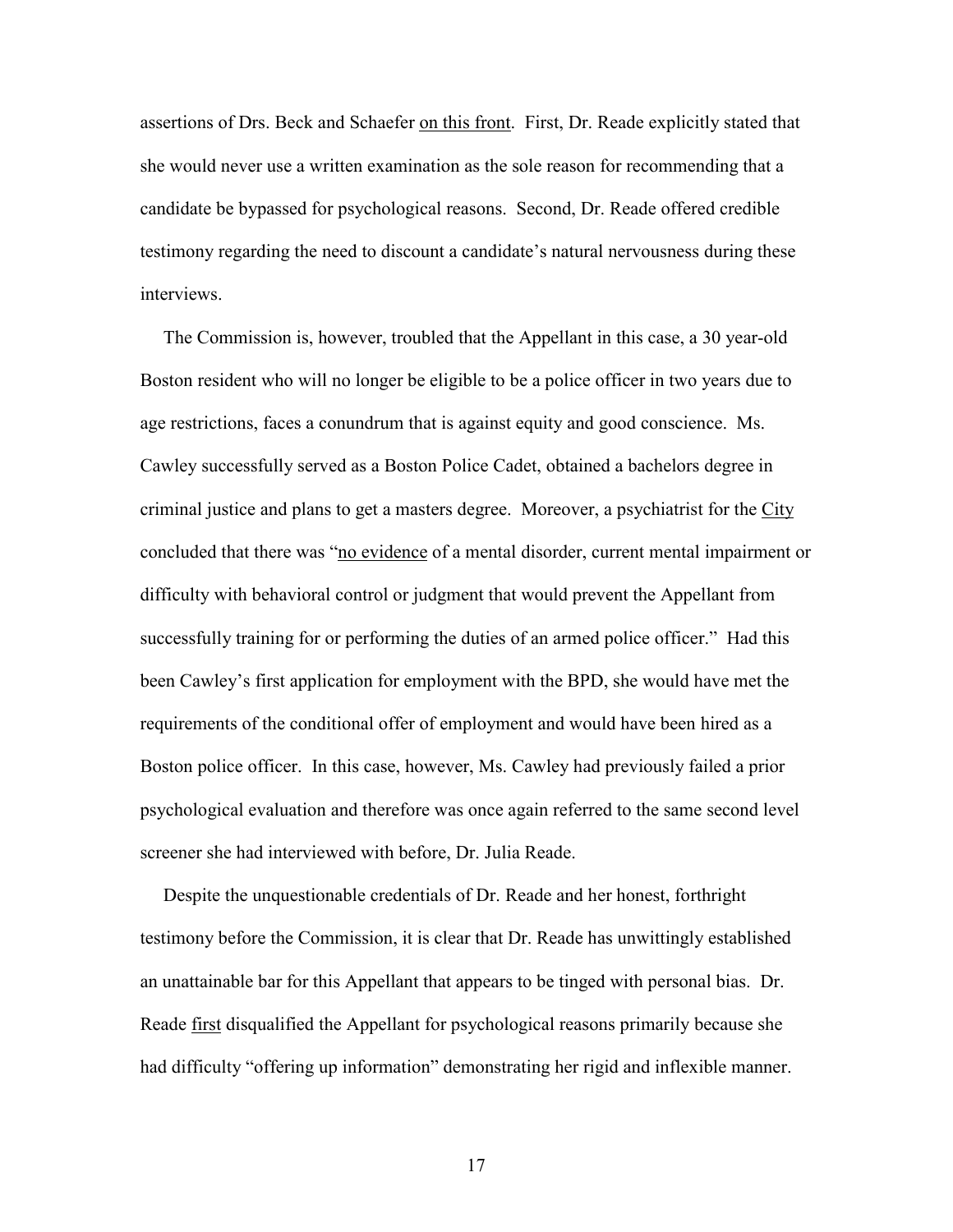assertions of Drs. Beck and Schaefer on this front. First, Dr. Reade explicitly stated that she would never use a written examination as the sole reason for recommending that a candidate be bypassed for psychological reasons. Second, Dr. Reade offered credible testimony regarding the need to discount a candidate's natural nervousness during these interviews.

The Commission is, however, troubled that the Appellant in this case, a 30 year-old Boston resident who will no longer be eligible to be a police officer in two years due to age restrictions, faces a conundrum that is against equity and good conscience. Ms. Cawley successfully served as a Boston Police Cadet, obtained a bachelors degree in criminal justice and plans to get a masters degree. Moreover, a psychiatrist for the City concluded that there was "no evidence of a mental disorder, current mental impairment or difficulty with behavioral control or judgment that would prevent the Appellant from successfully training for or performing the duties of an armed police officer." Had this been Cawley's first application for employment with the BPD, she would have met the requirements of the conditional offer of employment and would have been hired as a Boston police officer. In this case, however, Ms. Cawley had previously failed a prior psychological evaluation and therefore was once again referred to the same second level screener she had interviewed with before, Dr. Julia Reade.

Despite the unquestionable credentials of Dr. Reade and her honest, forthright testimony before the Commission, it is clear that Dr. Reade has unwittingly established an unattainable bar for this Appellant that appears to be tinged with personal bias. Dr. Reade first disqualified the Appellant for psychological reasons primarily because she had difficulty "offering up information" demonstrating her rigid and inflexible manner.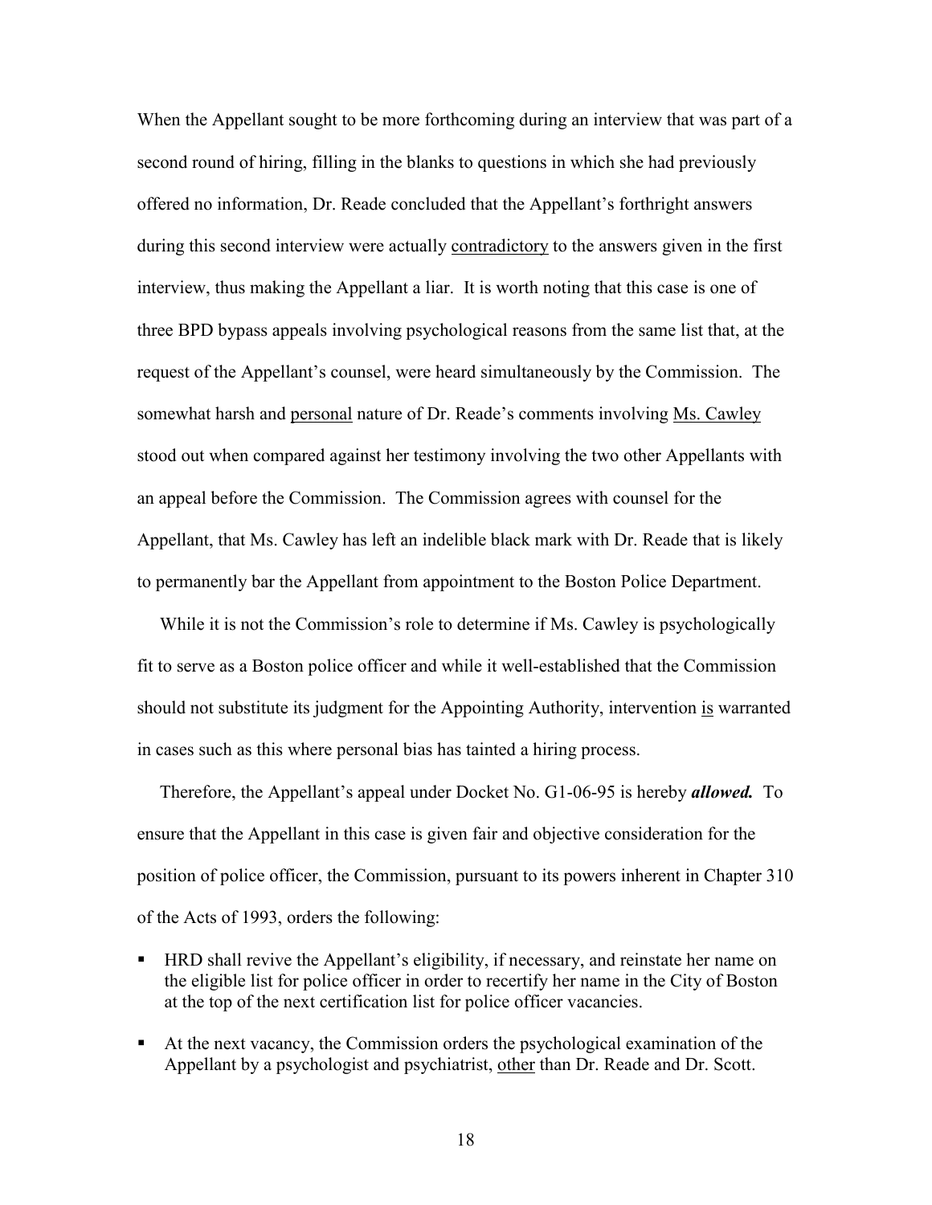When the Appellant sought to be more forthcoming during an interview that was part of a second round of hiring, filling in the blanks to questions in which she had previously offered no information, Dr. Reade concluded that the Appellant's forthright answers during this second interview were actually <u>contradictory</u> to the answers given in the first interview, thus making the Appellant a liar. It is worth noting that this case is one of three BPD bypass appeals involving psychological reasons from the same list that, at the request of the Appellant's counsel, were heard simultaneously by the Commission. The somewhat harsh and <u>personal</u> nature of Dr. Reade's comments involving <u>Ms. Cawley</u> stood out when compared against her testimony involving the two other Appellants with an appeal before the Commission. The Commission agrees with counsel for the Appellant, that Ms. Cawley has left an indelible black mark with Dr. Reade that is likely to permanently bar the Appellant from appointment to the Boston Police Department.

While it is not the Commission's role to determine if Ms. Cawley is psychologically fit to serve as a Boston police officer and while it well-established that the Commission should not substitute its judgment for the Appointing Authority, intervention <u>is</u> warranted in cases such as this where personal bias has tainted a hiring process.

Therefore, the Appellant's appeal under Docket No. G1-06-95 is hereby ***allowed.*** To ensure that the Appellant in this case is given fair and objective consideration for the position of police officer, the Commission, pursuant to its powers inherent in Chapter 310 of the Acts of 1993, orders the following:

- HRD shall revive the Appellant's eligibility, if necessary, and reinstate her name on the eligible list for police officer in order to recertify her name in the City of Boston at the top of the next certification list for police officer vacancies.
- At the next vacancy, the Commission orders the psychological examination of the Appellant by a psychologist and psychiatrist, <u>other</u> than Dr. Reade and Dr. Scott.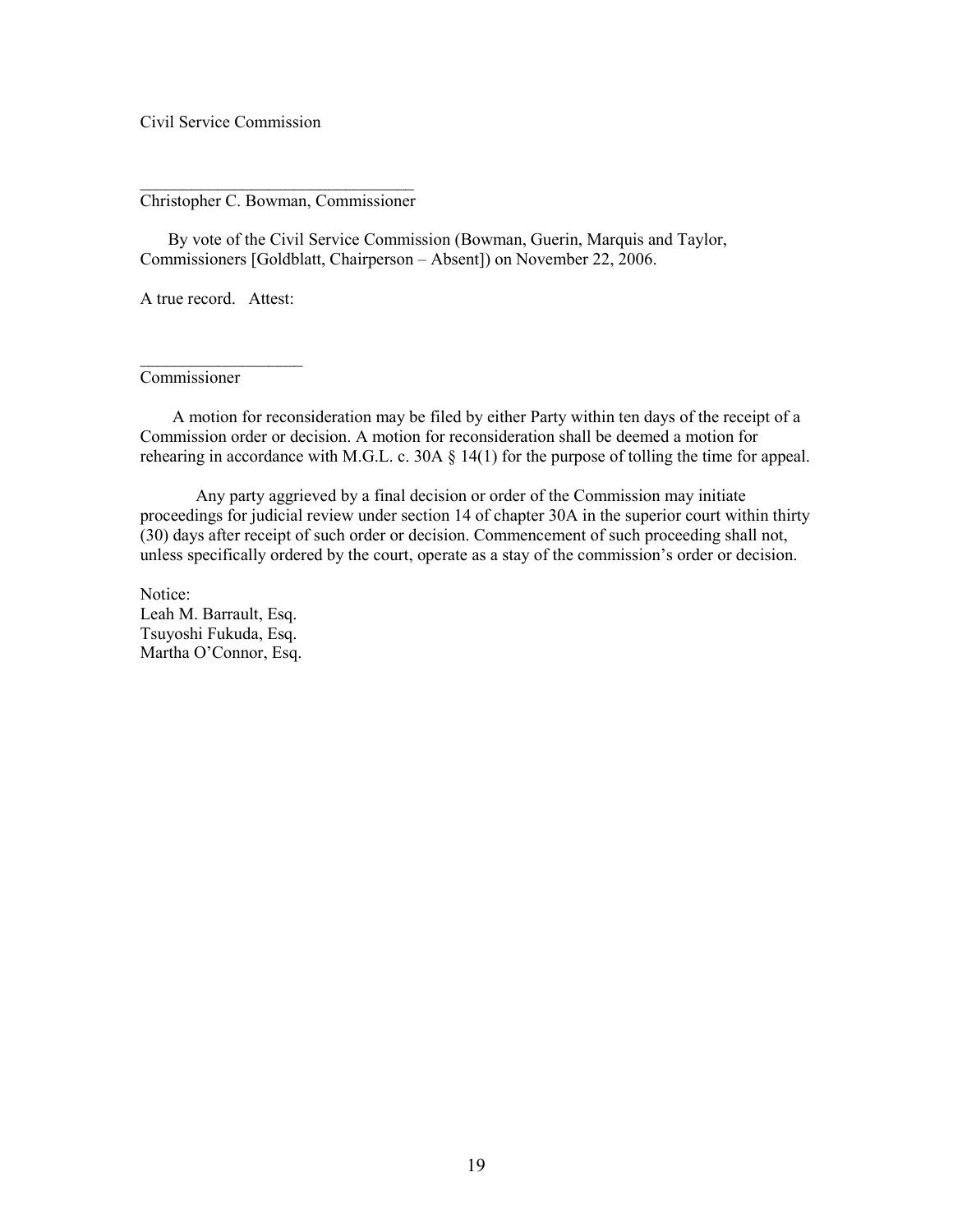Civil Service Commission

\_\_\_\_\_\_\_\_\_\_\_\_\_\_\_\_\_\_\_\_\_\_\_\_\_\_\_\_\_\_\_\_\_
Christopher C. Bowman, Commissioner

By vote of the Civil Service Commission (Bowman, Guerin, Marquis and Taylor, Commissioners [Goldblatt, Chairperson – Absent]) on November 22, 2006.

A true record. Attest:

\_\_\_\_\_\_\_\_\_\_\_\_\_\_\_\_\_\_\_
Commissioner

A motion for reconsideration may be filed by either Party within ten days of the receipt of a Commission order or decision. A motion for reconsideration shall be deemed a motion for rehearing in accordance with M.G.L. c. 30A § 14(1) for the purpose of tolling the time for appeal.

Any party aggrieved by a final decision or order of the Commission may initiate proceedings for judicial review under section 14 of chapter 30A in the superior court within thirty (30) days after receipt of such order or decision. Commencement of such proceeding shall not, unless specifically ordered by the court, operate as a stay of the commission's order or decision.

Notice:
Leah M. Barrault, Esq.
Tsuyoshi Fukuda, Esq.
Martha O'Connor, Esq.